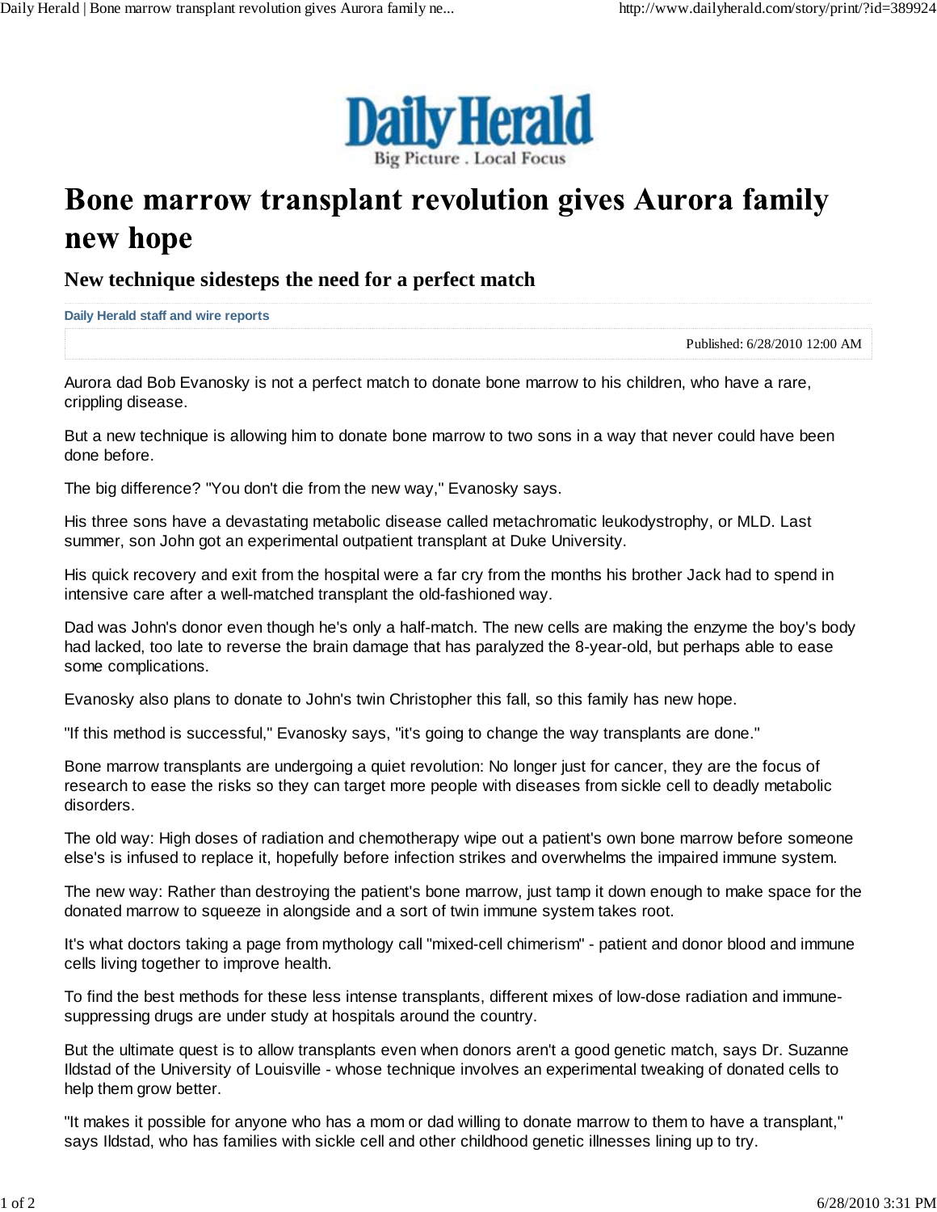Daily Herald

Big Picture . Local Focus

# Bone marrow transplant revolution gives Aurora family new hope

## New technique sidesteps the need for a perfect match

**Daily Herald staff and wire reports**

Published: 6/28/2010 12:00 AM

Aurora dad Bob Evanosky is not a perfect match to donate bone marrow to his children, who have a rare, crippling disease.

But a new technique is allowing him to donate bone marrow to two sons in a way that never could have been done before.

The big difference? "You don't die from the new way," Evanosky says.

His three sons have a devastating metabolic disease called metachromatic leukodystrophy, or MLD. Last summer, son John got an experimental outpatient transplant at Duke University.

His quick recovery and exit from the hospital were a far cry from the months his brother Jack had to spend in intensive care after a well-matched transplant the old-fashioned way.

Dad was John's donor even though he's only a half-match. The new cells are making the enzyme the boy's body had lacked, too late to reverse the brain damage that has paralyzed the 8-year-old, but perhaps able to ease some complications.

Evanosky also plans to donate to John's twin Christopher this fall, so this family has new hope.

"If this method is successful," Evanosky says, "it's going to change the way transplants are done."

Bone marrow transplants are undergoing a quiet revolution: No longer just for cancer, they are the focus of research to ease the risks so they can target more people with diseases from sickle cell to deadly metabolic disorders.

The old way: High doses of radiation and chemotherapy wipe out a patient's own bone marrow before someone else's is infused to replace it, hopefully before infection strikes and overwhelms the impaired immune system.

The new way: Rather than destroying the patient's bone marrow, just tamp it down enough to make space for the donated marrow to squeeze in alongside and a sort of twin immune system takes root.

It's what doctors taking a page from mythology call "mixed-cell chimerism" - patient and donor blood and immune cells living together to improve health.

To find the best methods for these less intense transplants, different mixes of low-dose radiation and immune-suppressing drugs are under study at hospitals around the country.

But the ultimate quest is to allow transplants even when donors aren't a good genetic match, says Dr. Suzanne Ildstad of the University of Louisville - whose technique involves an experimental tweaking of donated cells to help them grow better.

"It makes it possible for anyone who has a mom or dad willing to donate marrow to them to have a transplant," says Ildstad, who has families with sickle cell and other childhood genetic illnesses lining up to try.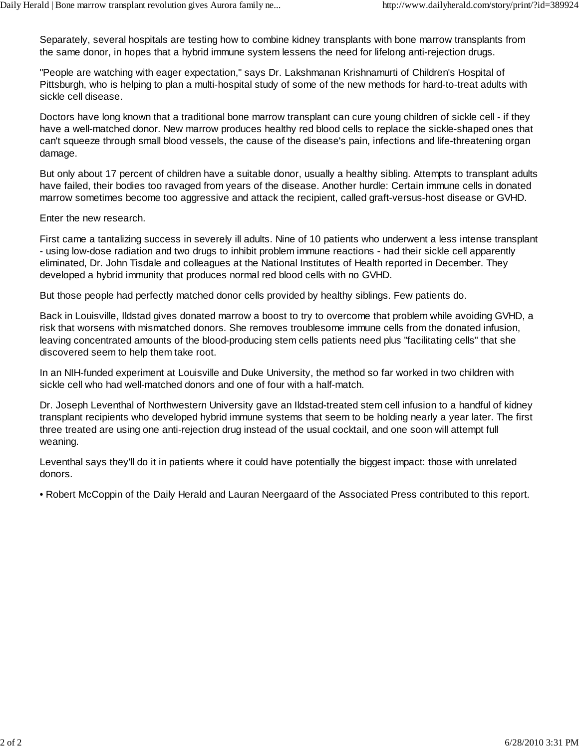Separately, several hospitals are testing how to combine kidney transplants with bone marrow transplants from the same donor, in hopes that a hybrid immune system lessens the need for lifelong anti-rejection drugs.

"People are watching with eager expectation," says Dr. Lakshmanan Krishnamurti of Children's Hospital of Pittsburgh, who is helping to plan a multi-hospital study of some of the new methods for hard-to-treat adults with sickle cell disease.

Doctors have long known that a traditional bone marrow transplant can cure young children of sickle cell - if they have a well-matched donor. New marrow produces healthy red blood cells to replace the sickle-shaped ones that can't squeeze through small blood vessels, the cause of the disease's pain, infections and life-threatening organ damage.

But only about 17 percent of children have a suitable donor, usually a healthy sibling. Attempts to transplant adults have failed, their bodies too ravaged from years of the disease. Another hurdle: Certain immune cells in donated marrow sometimes become too aggressive and attack the recipient, called graft-versus-host disease or GVHD.

Enter the new research.

First came a tantalizing success in severely ill adults. Nine of 10 patients who underwent a less intense transplant - using low-dose radiation and two drugs to inhibit problem immune reactions - had their sickle cell apparently eliminated, Dr. John Tisdale and colleagues at the National Institutes of Health reported in December. They developed a hybrid immunity that produces normal red blood cells with no GVHD.

But those people had perfectly matched donor cells provided by healthy siblings. Few patients do.

Back in Louisville, Ildstad gives donated marrow a boost to try to overcome that problem while avoiding GVHD, a risk that worsens with mismatched donors. She removes troublesome immune cells from the donated infusion, leaving concentrated amounts of the blood-producing stem cells patients need plus "facilitating cells" that she discovered seem to help them take root.

In an NIH-funded experiment at Louisville and Duke University, the method so far worked in two children with sickle cell who had well-matched donors and one of four with a half-match.

Dr. Joseph Leventhal of Northwestern University gave an Ildstad-treated stem cell infusion to a handful of kidney transplant recipients who developed hybrid immune systems that seem to be holding nearly a year later. The first three treated are using one anti-rejection drug instead of the usual cocktail, and one soon will attempt full weaning.

Leventhal says they'll do it in patients where it could have potentially the biggest impact: those with unrelated donors.

• Robert McCoppin of the Daily Herald and Lauran Neergaard of the Associated Press contributed to this report.